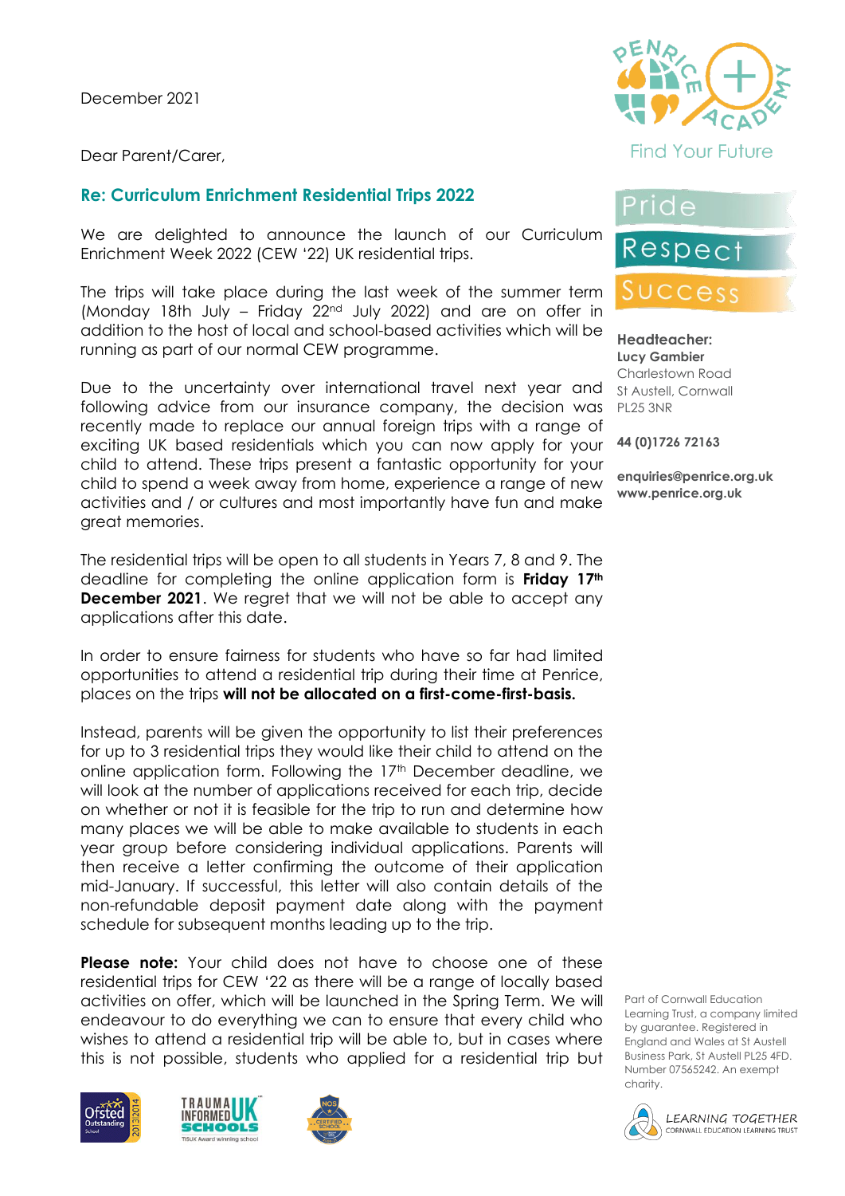December 2021

Dear Parent/Carer,

## Re: Curriculum Enrichment Residential Trips 2022

We are delighted to announce the launch of our Curriculum Enrichment Week 2022 (CEW '22) UK residential trips.

The trips will take place during the last week of the summer term (Monday 18th July – Friday 22nd July 2022) and are on offer in addition to the host of local and school-based activities which will be running as part of our normal CEW programme.

Due to the uncertainty over international travel next year and following advice from our insurance company, the decision was recently made to replace our annual foreign trips with a range of exciting UK based residentials which you can now apply for your child to attend. These trips present a fantastic opportunity for your child to spend a week away from home, experience a range of new activities and / or cultures and most importantly have fun and make great memories.

The residential trips will be open to all students in Years 7, 8 and 9. The deadline for completing the online application form is **Friday 17th December 2021**. We regret that we will not be able to accept any applications after this date.

In order to ensure fairness for students who have so far had limited opportunities to attend a residential trip during their time at Penrice, places on the trips **will not be allocated on a first-come-first-basis.**

Instead, parents will be given the opportunity to list their preferences for up to 3 residential trips they would like their child to attend on the online application form. Following the 17th December deadline, we will look at the number of applications received for each trip, decide on whether or not it is feasible for the trip to run and determine how many places we will be able to make available to students in each year group before considering individual applications. Parents will then receive a letter confirming the outcome of their application mid-January. If successful, this letter will also contain details of the non-refundable deposit payment date along with the payment schedule for subsequent months leading up to the trip.

**Please note:** Your child does not have to choose one of these residential trips for CEW '22 as there will be a range of locally based activities on offer, which will be launched in the Spring Term. We will endeavour to do everything we can to ensure that every child who wishes to attend a residential trip will be able to, but in cases where this is not possible, students who applied for a residential trip but

Penrice Academy – Find Your Future

Pride
Respect
Success

**Headteacher:**
**Lucy Gambier**
Charlestown Road
St Austell, Cornwall
PL25 3NR

**44 (0)1726 72163**

**enquiries@penrice.org.uk**
**www.penrice.org.uk**

Part of Cornwall Education Learning Trust, a company limited by guarantee. Registered in England and Wales at St Austell Business Park, St Austell PL25 4FD. Number 07565242. An exempt charity.

LEARNING TOGETHER – CORNWALL EDUCATION LEARNING TRUST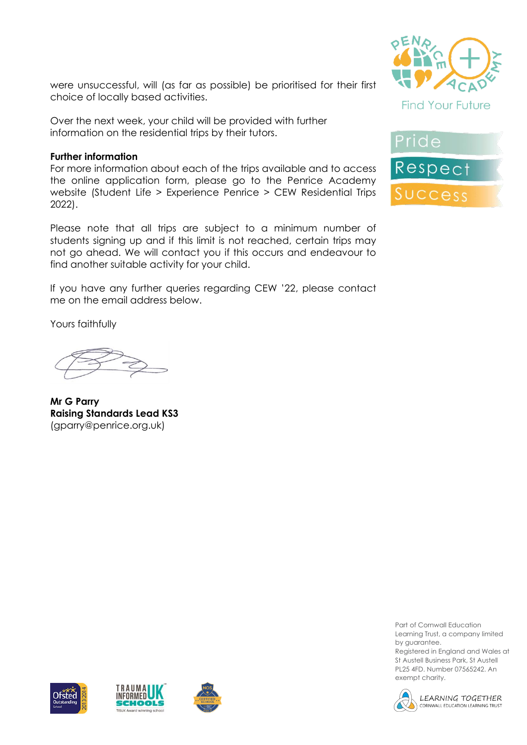were unsuccessful, will (as far as possible) be prioritised for their first choice of locally based activities.

Over the next week, your child will be provided with further information on the residential trips by their tutors.

**Further information**
For more information about each of the trips available and to access the online application form, please go to the Penrice Academy website (Student Life > Experience Penrice > CEW Residential Trips 2022).

Please note that all trips are subject to a minimum number of students signing up and if this limit is not reached, certain trips may not go ahead. We will contact you if this occurs and endeavour to find another suitable activity for your child.

If you have any further queries regarding CEW '22, please contact me on the email address below.

Yours faithfully

**Mr G Parry**
**Raising Standards Lead KS3**
(gparry@penrice.org.uk)

Part of Cornwall Education Learning Trust, a company limited by guarantee.
Registered in England and Wales at St Austell Business Park, St Austell PL25 4FD. Number 07565242. An exempt charity.